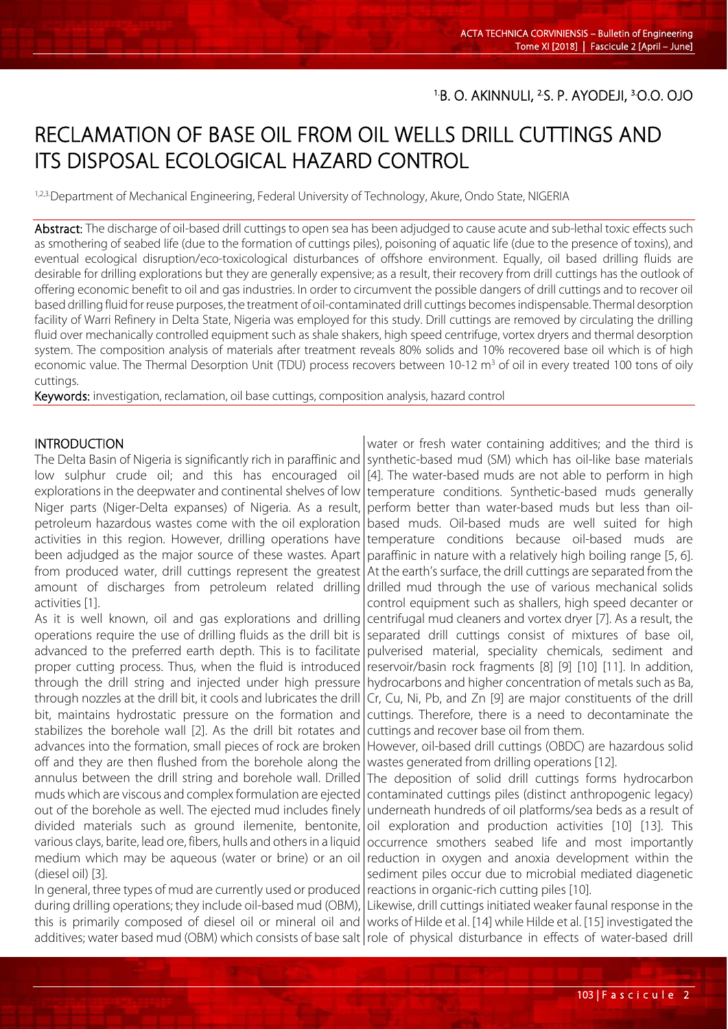[1.]B. O. AKINNULI, [2.]S. P. AYODEJI, [3.]O.O. OJO

# RECLAMATION OF BASE OIL FROM OIL WELLS DRILL CUTTINGS AND ITS DISPOSAL ECOLOGICAL HAZARD CONTROL

[1,2,3.]Department of Mechanical Engineering, Federal University of Technology, Akure, Ondo State, NIGERIA

**Abstract:** The discharge of oil-based drill cuttings to open sea has been adjudged to cause acute and sub-lethal toxic effects such as smothering of seabed life (due to the formation of cuttings piles), poisoning of aquatic life (due to the presence of toxins), and eventual ecological disruption/eco-toxicological disturbances of offshore environment. Equally, oil based drilling fluids are desirable for drilling explorations but they are generally expensive; as a result, their recovery from drill cuttings has the outlook of offering economic benefit to oil and gas industries. In order to circumvent the possible dangers of drill cuttings and to recover oil based drilling fluid for reuse purposes, the treatment of oil-contaminated drill cuttings becomes indispensable. Thermal desorption facility of Warri Refinery in Delta State, Nigeria was employed for this study. Drill cuttings are removed by circulating the drilling fluid over mechanically controlled equipment such as shale shakers, high speed centrifuge, vortex dryers and thermal desorption system. The composition analysis of materials after treatment reveals 80% solids and 10% recovered base oil which is of high economic value. The Thermal Desorption Unit (TDU) process recovers between 10-12 $m^3$ of oil in every treated 100 tons of oily cuttings.

**Keywords:** investigation, reclamation, oil base cuttings, composition analysis, hazard control

## INTRODUCTION

The Delta Basin of Nigeria is significantly rich in paraffinic and low sulphur crude oil; and this has encouraged oil explorations in the deepwater and continental shelves of low Niger parts (Niger-Delta expanses) of Nigeria. As a result, petroleum hazardous wastes come with the oil exploration activities in this region. However, drilling operations have been adjudged as the major source of these wastes. Apart from produced water, drill cuttings represent the greatest amount of discharges from petroleum related drilling activities [1].

As it is well known, oil and gas explorations and drilling operations require the use of drilling fluids as the drill bit is advanced to the preferred earth depth. This is to facilitate proper cutting process. Thus, when the fluid is introduced through the drill string and injected under high pressure through nozzles at the drill bit, it cools and lubricates the drill bit, maintains hydrostatic pressure on the formation and stabilizes the borehole wall [2]. As the drill bit rotates and advances into the formation, small pieces of rock are broken off and they are then flushed from the borehole along the annulus between the drill string and borehole wall. Drilled muds which are viscous and complex formulation are ejected out of the borehole as well. The ejected mud includes finely divided materials such as ground ilemenite, bentonite, various clays, barite, lead ore, fibers, hulls and others in a liquid medium which may be aqueous (water or brine) or an oil (diesel oil) [3].

In general, three types of mud are currently used or produced during drilling operations; they include oil-based mud (OBM), this is primarily composed of diesel oil or mineral oil and additives; water based mud (OBM) which consists of base salt water or fresh water containing additives; and the third is synthetic-based mud (SM) which has oil-like base materials [4]. The water-based muds are not able to perform in high temperature conditions. Synthetic-based muds generally perform better than water-based muds but less than oil-based muds. Oil-based muds are well suited for high temperature conditions because oil-based muds are paraffinic in nature with a relatively high boiling range [5, 6]. At the earth's surface, the drill cuttings are separated from the drilled mud through the use of various mechanical solids control equipment such as shallers, high speed decanter or centrifugal mud cleaners and vortex dryer [7]. As a result, the separated drill cuttings consist of mixtures of base oil, pulverised material, speciality chemicals, sediment and reservoir/basin rock fragments [8] [9] [10] [11]. In addition, hydrocarbons and higher concentration of metals such as Ba, Cr, Cu, Ni, Pb, and Zn [9] are major constituents of the drill cuttings. Therefore, there is a need to decontaminate the cuttings and recover base oil from them.

However, oil-based drill cuttings (OBDC) are hazardous solid wastes generated from drilling operations [12].

The deposition of solid drill cuttings forms hydrocarbon contaminated cuttings piles (distinct anthropogenic legacy) underneath hundreds of oil platforms/sea beds as a result of oil exploration and production activities [10] [13]. This occurrence smothers seabed life and most importantly reduction in oxygen and anoxia development within the sediment piles occur due to microbial mediated diagenetic reactions in organic-rich cutting piles [10].

Likewise, drill cuttings initiated weaker faunal response in the works of Hilde et al. [14] while Hilde et al. [15] investigated the role of physical disturbance in effects of water-based drill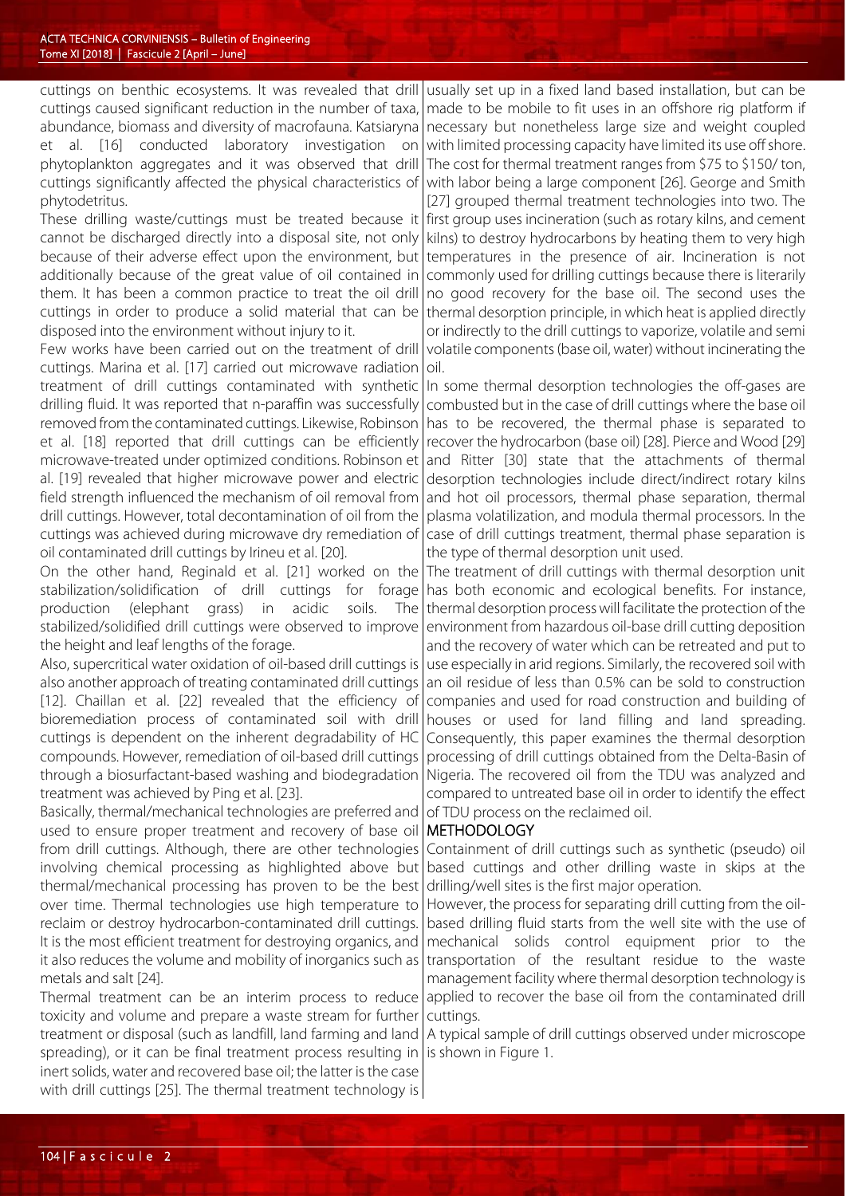cuttings on benthic ecosystems. It was revealed that drill cuttings caused significant reduction in the number of taxa, abundance, biomass and diversity of macrofauna. Katsiaryna et al. [16] conducted laboratory investigation on phytoplankton aggregates and it was observed that drill cuttings significantly affected the physical characteristics of phytodetritus.

These drilling waste/cuttings must be treated because it cannot be discharged directly into a disposal site, not only because of their adverse effect upon the environment, but additionally because of the great value of oil contained in them. It has been a common practice to treat the oil drill cuttings in order to produce a solid material that can be disposed into the environment without injury to it.

Few works have been carried out on the treatment of drill cuttings. Marina et al. [17] carried out microwave radiation treatment of drill cuttings contaminated with synthetic drilling fluid. It was reported that n-paraffin was successfully removed from the contaminated cuttings. Likewise, Robinson et al. [18] reported that drill cuttings can be efficiently microwave-treated under optimized conditions. Robinson et al. [19] revealed that higher microwave power and electric field strength influenced the mechanism of oil removal from drill cuttings. However, total decontamination of oil from the cuttings was achieved during microwave dry remediation of oil contaminated drill cuttings by Irineu et al. [20].

On the other hand, Reginald et al. [21] worked on the stabilization/solidification of drill cuttings for forage production (elephant grass) in acidic soils. The stabilized/solidified drill cuttings were observed to improve the height and leaf lengths of the forage.

Also, supercritical water oxidation of oil-based drill cuttings is also another approach of treating contaminated drill cuttings [12]. Chaillan et al. [22] revealed that the efficiency of bioremediation process of contaminated soil with drill cuttings is dependent on the inherent degradability of HC compounds. However, remediation of oil-based drill cuttings through a biosurfactant-based washing and biodegradation treatment was achieved by Ping et al. [23].

Basically, thermal/mechanical technologies are preferred and used to ensure proper treatment and recovery of base oil from drill cuttings. Although, there are other technologies involving chemical processing as highlighted above but thermal/mechanical processing has proven to be the best over time. Thermal technologies use high temperature to reclaim or destroy hydrocarbon-contaminated drill cuttings. It is the most efficient treatment for destroying organics, and it also reduces the volume and mobility of inorganics such as metals and salt [24].

Thermal treatment can be an interim process to reduce toxicity and volume and prepare a waste stream for further treatment or disposal (such as landfill, land farming and land spreading), or it can be final treatment process resulting in inert solids, water and recovered base oil; the latter is the case with drill cuttings [25]. The thermal treatment technology is usually set up in a fixed land based installation, but can be made to be mobile to fit uses in an offshore rig platform if necessary but nonetheless large size and weight coupled with limited processing capacity have limited its use off shore. The cost for thermal treatment ranges from \$75 to \$150/ ton, with labor being a large component [26]. George and Smith [27] grouped thermal treatment technologies into two. The first group uses incineration (such as rotary kilns, and cement kilns) to destroy hydrocarbons by heating them to very high temperatures in the presence of air. Incineration is not commonly used for drilling cuttings because there is literarily no good recovery for the base oil. The second uses the thermal desorption principle, in which heat is applied directly or indirectly to the drill cuttings to vaporize, volatile and semi volatile components (base oil, water) without incinerating the oil.

In some thermal desorption technologies the off-gases are combusted but in the case of drill cuttings where the base oil has to be recovered, the thermal phase is separated to recover the hydrocarbon (base oil) [28]. Pierce and Wood [29] and Ritter [30] state that the attachments of thermal desorption technologies include direct/indirect rotary kilns and hot oil processors, thermal phase separation, thermal plasma volatilization, and modula thermal processors. In the case of drill cuttings treatment, thermal phase separation is the type of thermal desorption unit used.

The treatment of drill cuttings with thermal desorption unit has both economic and ecological benefits. For instance, thermal desorption process will facilitate the protection of the environment from hazardous oil-base drill cutting deposition and the recovery of water which can be retreated and put to use especially in arid regions. Similarly, the recovered soil with an oil residue of less than 0.5% can be sold to construction companies and used for road construction and building of houses or used for land filling and land spreading. Consequently, this paper examines the thermal desorption processing of drill cuttings obtained from the Delta-Basin of Nigeria. The recovered oil from the TDU was analyzed and compared to untreated base oil in order to identify the effect of TDU process on the reclaimed oil.

## METHODOLOGY

Containment of drill cuttings such as synthetic (pseudo) oil based cuttings and other drilling waste in skips at the drilling/well sites is the first major operation.

However, the process for separating drill cutting from the oil-based drilling fluid starts from the well site with the use of mechanical solids control equipment prior to the transportation of the resultant residue to the waste management facility where thermal desorption technology is applied to recover the base oil from the contaminated drill cuttings.

A typical sample of drill cuttings observed under microscope is shown in Figure 1.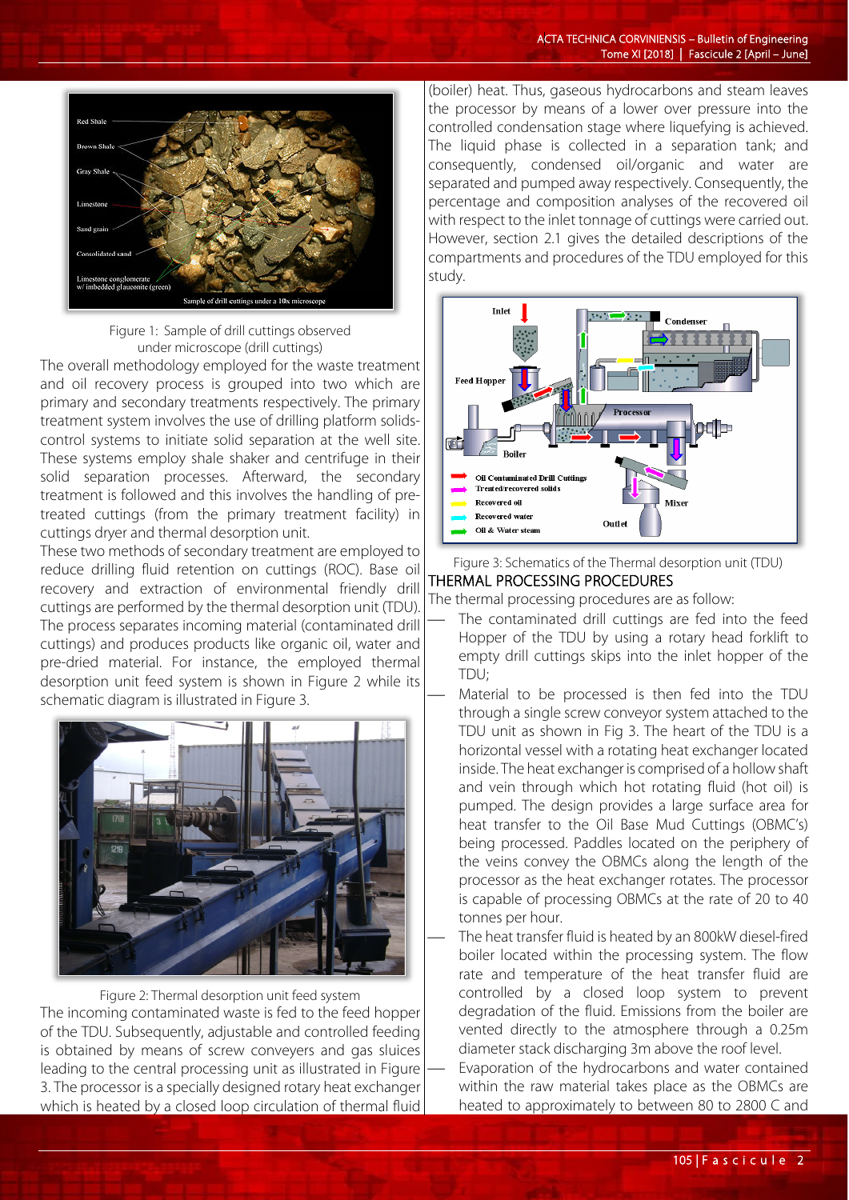Figure 1: Sample of drill cuttings observed under microscope (drill cuttings)

The overall methodology employed for the waste treatment and oil recovery process is grouped into two which are primary and secondary treatments respectively. The primary treatment system involves the use of drilling platform solids-control systems to initiate solid separation at the well site. These systems employ shale shaker and centrifuge in their solid separation processes. Afterward, the secondary treatment is followed and this involves the handling of pre-treated cuttings (from the primary treatment facility) in cuttings dryer and thermal desorption unit.

These two methods of secondary treatment are employed to reduce drilling fluid retention on cuttings (ROC). Base oil recovery and extraction of environmental friendly drill cuttings are performed by the thermal desorption unit (TDU). The process separates incoming material (contaminated drill cuttings) and produces products like organic oil, water and pre-dried material. For instance, the employed thermal desorption unit feed system is shown in Figure 2 while its schematic diagram is illustrated in Figure 3.

Figure 2: Thermal desorption unit feed system

The incoming contaminated waste is fed to the feed hopper of the TDU. Subsequently, adjustable and controlled feeding is obtained by means of screw conveyers and gas sluices leading to the central processing unit as illustrated in Figure 3. The processor is a specially designed rotary heat exchanger which is heated by a closed loop circulation of thermal fluid (boiler) heat. Thus, gaseous hydrocarbons and steam leaves the processor by means of a lower over pressure into the controlled condensation stage where liquefying is achieved. The liquid phase is collected in a separation tank; and consequently, condensed oil/organic and water are separated and pumped away respectively. Consequently, the percentage and composition analyses of the recovered oil with respect to the inlet tonnage of cuttings were carried out. However, section 2.1 gives the detailed descriptions of the compartments and procedures of the TDU employed for this study.

Figure 3: Schematics of the Thermal desorption unit (TDU)

## THERMAL PROCESSING PROCEDURES

The thermal processing procedures are as follow:

- The contaminated drill cuttings are fed into the feed Hopper of the TDU by using a rotary head forklift to empty drill cuttings skips into the inlet hopper of the TDU;
- Material to be processed is then fed into the TDU through a single screw conveyor system attached to the TDU unit as shown in Fig 3. The heart of the TDU is a horizontal vessel with a rotating heat exchanger located inside. The heat exchanger is comprised of a hollow shaft and vein through which hot rotating fluid (hot oil) is pumped. The design provides a large surface area for heat transfer to the Oil Base Mud Cuttings (OBMC's) being processed. Paddles located on the periphery of the veins convey the OBMCs along the length of the processor as the heat exchanger rotates. The processor is capable of processing OBMCs at the rate of 20 to 40 tonnes per hour.
- The heat transfer fluid is heated by an 800kW diesel-fired boiler located within the processing system. The flow rate and temperature of the heat transfer fluid are controlled by a closed loop system to prevent degradation of the fluid. Emissions from the boiler are vented directly to the atmosphere through a 0.25m diameter stack discharging 3m above the roof level.
- Evaporation of the hydrocarbons and water contained within the raw material takes place as the OBMCs are heated to approximately to between 80 to 2800 C and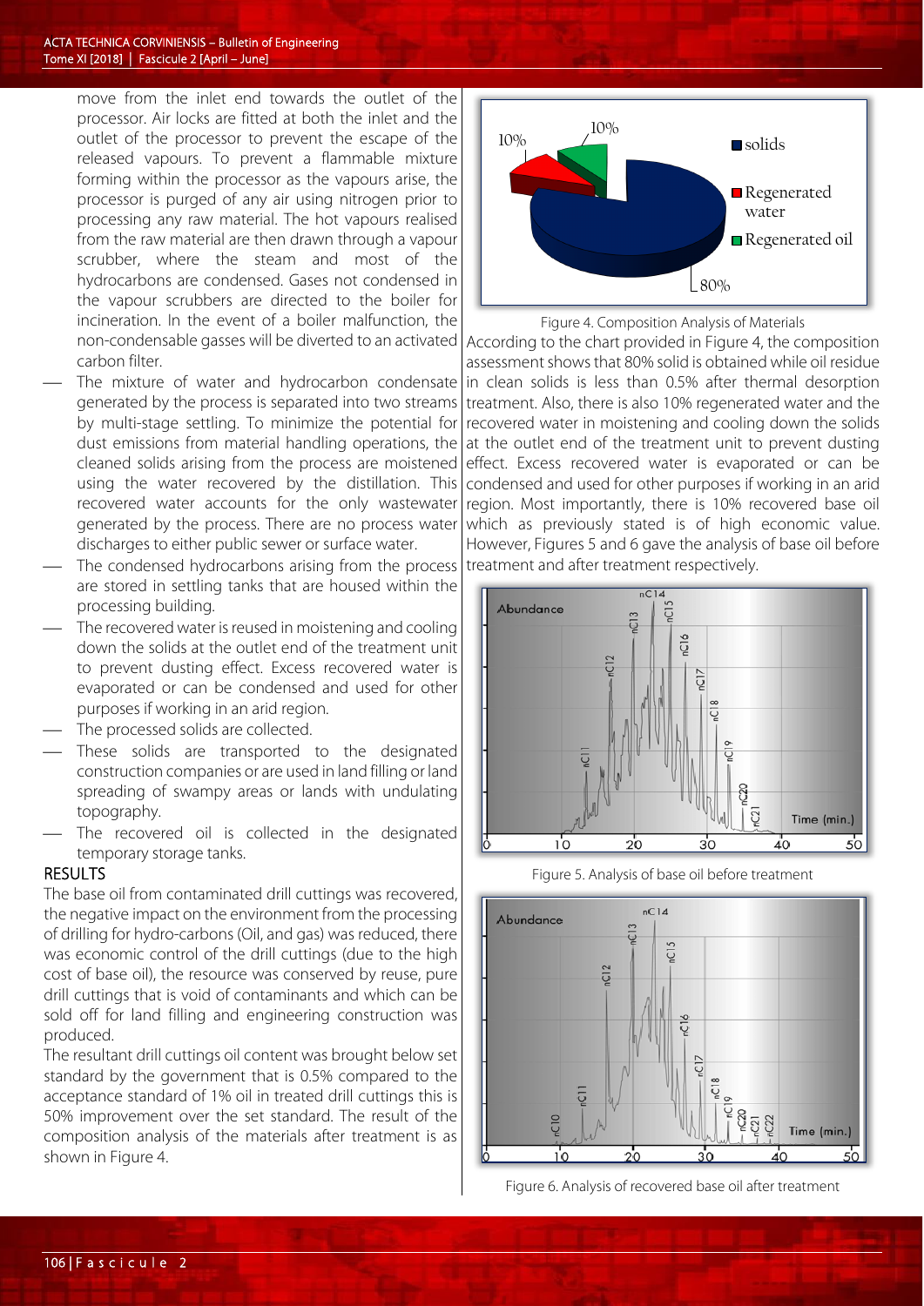move from the inlet end towards the outlet of the processor. Air locks are fitted at both the inlet and the outlet of the processor to prevent the escape of the released vapours. To prevent a flammable mixture forming within the processor as the vapours arise, the processor is purged of any air using nitrogen prior to processing any raw material. The hot vapours realised from the raw material are then drawn through a vapour scrubber, where the steam and most of the hydrocarbons are condensed. Gases not condensed in the vapour scrubbers are directed to the boiler for incineration. In the event of a boiler malfunction, the non-condensable gasses will be diverted to an activated carbon filter.

- The mixture of water and hydrocarbon condensate generated by the process is separated into two streams by multi-stage settling. To minimize the potential for dust emissions from material handling operations, the cleaned solids arising from the process are moistened using the water recovered by the distillation. This recovered water accounts for the only wastewater generated by the process. There are no process water discharges to either public sewer or surface water.
- The condensed hydrocarbons arising from the process are stored in settling tanks that are housed within the processing building.
- The recovered water is reused in moistening and cooling down the solids at the outlet end of the treatment unit to prevent dusting effect. Excess recovered water is evaporated or can be condensed and used for other purposes if working in an arid region.
- The processed solids are collected.
- These solids are transported to the designated construction companies or are used in land filling or land spreading of swampy areas or lands with undulating topography.
- The recovered oil is collected in the designated temporary storage tanks.

## RESULTS

The base oil from contaminated drill cuttings was recovered, the negative impact on the environment from the processing of drilling for hydro-carbons (Oil, and gas) was reduced, there was economic control of the drill cuttings (due to the high cost of base oil), the resource was conserved by reuse, pure drill cuttings that is void of contaminants and which can be sold off for land filling and engineering construction was produced.

The resultant drill cuttings oil content was brought below set standard by the government that is 0.5% compared to the acceptance standard of 1% oil in treated drill cuttings this is 50% improvement over the set standard. The result of the composition analysis of the materials after treatment is as shown in Figure 4.

Figure 4. Composition Analysis of Materials

According to the chart provided in Figure 4, the composition assessment shows that 80% solid is obtained while oil residue in clean solids is less than 0.5% after thermal desorption treatment. Also, there is also 10% regenerated water and the recovered water in moistening and cooling down the solids at the outlet end of the treatment unit to prevent dusting effect. Excess recovered water is evaporated or can be condensed and used for other purposes if working in an arid region. Most importantly, there is 10% recovered base oil which as previously stated is of high economic value. However, Figures 5 and 6 gave the analysis of base oil before treatment and after treatment respectively.

Figure 5. Analysis of base oil before treatment

Figure 6. Analysis of recovered base oil after treatment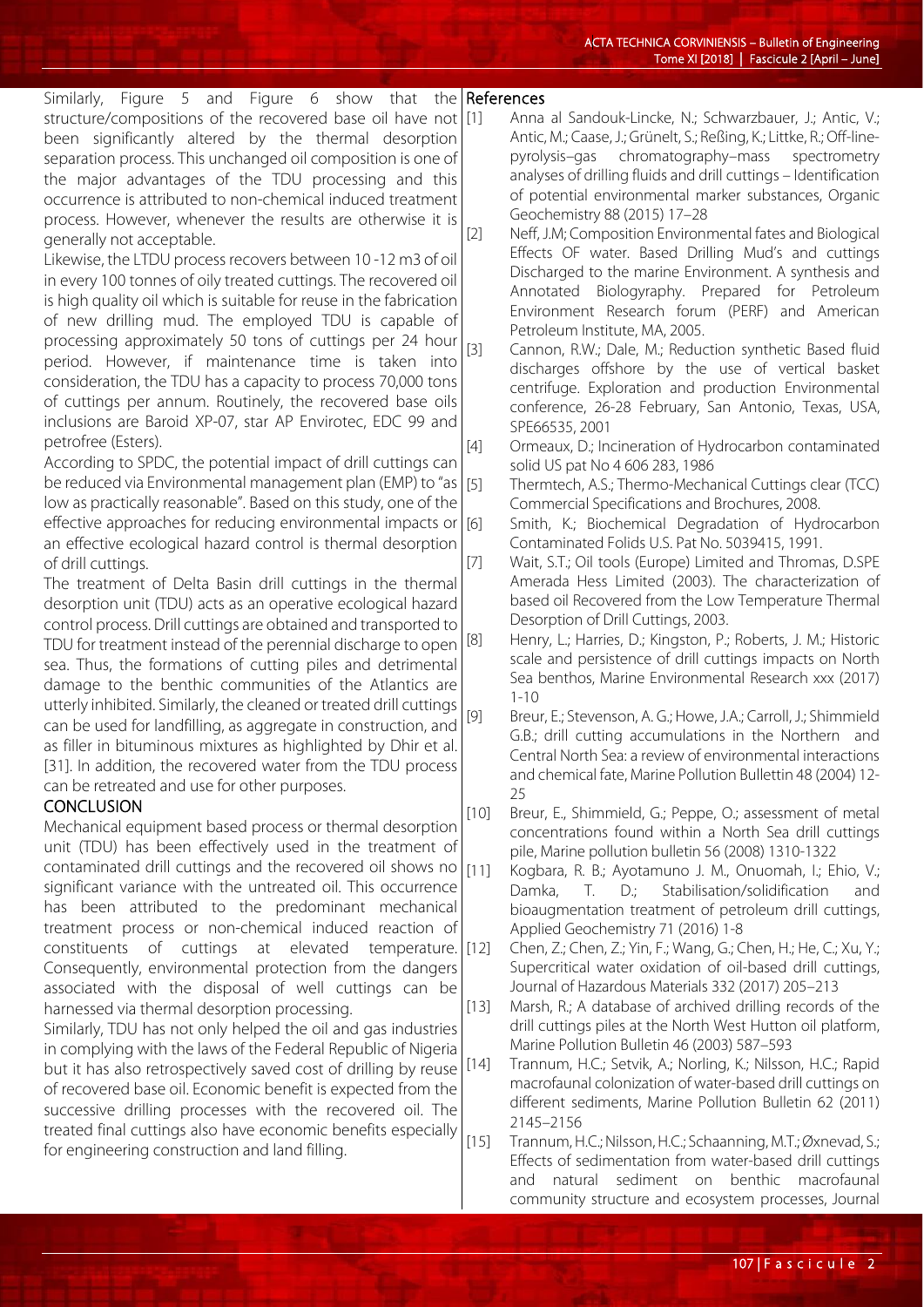Similarly, Figure 5 and Figure 6 show that the structure/compositions of the recovered base oil have not been significantly altered by the thermal desorption separation process. This unchanged oil composition is one of the major advantages of the TDU processing and this occurrence is attributed to non-chemical induced treatment process. However, whenever the results are otherwise it is generally not acceptable.

Likewise, the LTDU process recovers between 10 -12 m3 of oil in every 100 tonnes of oily treated cuttings. The recovered oil is high quality oil which is suitable for reuse in the fabrication of new drilling mud. The employed TDU is capable of processing approximately 50 tons of cuttings per 24 hour period. However, if maintenance time is taken into consideration, the TDU has a capacity to process 70,000 tons of cuttings per annum. Routinely, the recovered base oils inclusions are Baroid XP-07, star AP Envirotec, EDC 99 and petrofree (Esters).

According to SPDC, the potential impact of drill cuttings can be reduced via Environmental management plan (EMP) to "as low as practically reasonable". Based on this study, one of the effective approaches for reducing environmental impacts or an effective ecological hazard control is thermal desorption of drill cuttings.

The treatment of Delta Basin drill cuttings in the thermal desorption unit (TDU) acts as an operative ecological hazard control process. Drill cuttings are obtained and transported to TDU for treatment instead of the perennial discharge to open sea. Thus, the formations of cutting piles and detrimental damage to the benthic communities of the Atlantics are utterly inhibited. Similarly, the cleaned or treated drill cuttings can be used for landfilling, as aggregate in construction, and as filler in bituminous mixtures as highlighted by Dhir et al. [31]. In addition, the recovered water from the TDU process can be retreated and use for other purposes.

## CONCLUSION

Mechanical equipment based process or thermal desorption unit (TDU) has been effectively used in the treatment of contaminated drill cuttings and the recovered oil shows no significant variance with the untreated oil. This occurrence has been attributed to the predominant mechanical treatment process or non-chemical induced reaction of constituents of cuttings at elevated temperature. Consequently, environmental protection from the dangers associated with the disposal of well cuttings can be harnessed via thermal desorption processing.

Similarly, TDU has not only helped the oil and gas industries in complying with the laws of the Federal Republic of Nigeria but it has also retrospectively saved cost of drilling by reuse of recovered base oil. Economic benefit is expected from the successive drilling processes with the recovered oil. The treated final cuttings also have economic benefits especially for engineering construction and land filling.

## References

[1] Anna al Sandouk-Lincke, N.; Schwarzbauer, J.; Antic, V.; Antic, M.; Caase, J.; Grünelt, S.; Reßing, K.; Littke, R.; Off-line-pyrolysis–gas chromatography–mass spectrometry analyses of drilling fluids and drill cuttings – Identification of potential environmental marker substances, Organic Geochemistry 88 (2015) 17–28

[2] Neff, J.M; Composition Environmental fates and Biological Effects OF water. Based Drilling Mud's and cuttings Discharged to the marine Environment. A synthesis and Annotated Biologyraphy. Prepared for Petroleum Environment Research forum (PERF) and American Petroleum Institute, MA, 2005.

[3] Cannon, R.W.; Dale, M.; Reduction synthetic Based fluid discharges offshore by the use of vertical basket centrifuge. Exploration and production Environmental conference, 26-28 February, San Antonio, Texas, USA, SPE66535, 2001

[4] Ormeaux, D.; Incineration of Hydrocarbon contaminated solid US pat No 4 606 283, 1986

[5] Thermtech, A.S.; Thermo-Mechanical Cuttings clear (TCC) Commercial Specifications and Brochures, 2008.

[6] Smith, K.; Biochemical Degradation of Hydrocarbon Contaminated Folids U.S. Pat No. 5039415, 1991.

[7] Wait, S.T.; Oil tools (Europe) Limited and Thromas, D.SPE Amerada Hess Limited (2003). The characterization of based oil Recovered from the Low Temperature Thermal Desorption of Drill Cuttings, 2003.

[8] Henry, L.; Harries, D.; Kingston, P.; Roberts, J. M.; Historic scale and persistence of drill cuttings impacts on North Sea benthos, Marine Environmental Research xxx (2017) 1-10

[9] Breur, E.; Stevenson, A. G.; Howe, J.A.; Carroll, J.; Shimmield G.B.; drill cutting accumulations in the Northern and Central North Sea: a review of environmental interactions and chemical fate, Marine Pollution Bullettin 48 (2004) 12-25

[10] Breur, E., Shimmield, G.; Peppe, O.; assessment of metal concentrations found within a North Sea drill cuttings pile, Marine pollution bulletin 56 (2008) 1310-1322

[11] Kogbara, R. B.; Ayotamuno J. M., Onuomah, I.; Ehio, V.; Damka, T. D.; Stabilisation/solidification and bioaugmentation treatment of petroleum drill cuttings, Applied Geochemistry 71 (2016) 1-8

[12] Chen, Z.; Chen, Z.; Yin, F.; Wang, G.; Chen, H.; He, C.; Xu, Y.; Supercritical water oxidation of oil-based drill cuttings, Journal of Hazardous Materials 332 (2017) 205–213

[13] Marsh, R.; A database of archived drilling records of the drill cuttings piles at the North West Hutton oil platform, Marine Pollution Bulletin 46 (2003) 587–593

[14] Trannum, H.C.; Setvik, A.; Norling, K.; Nilsson, H.C.; Rapid macrofaunal colonization of water-based drill cuttings on different sediments, Marine Pollution Bulletin 62 (2011) 2145–2156

[15] Trannum, H.C.; Nilsson, H.C.; Schaanning, M.T.; Øxnevad, S.; Effects of sedimentation from water-based drill cuttings and natural sediment on benthic macrofaunal community structure and ecosystem processes, Journal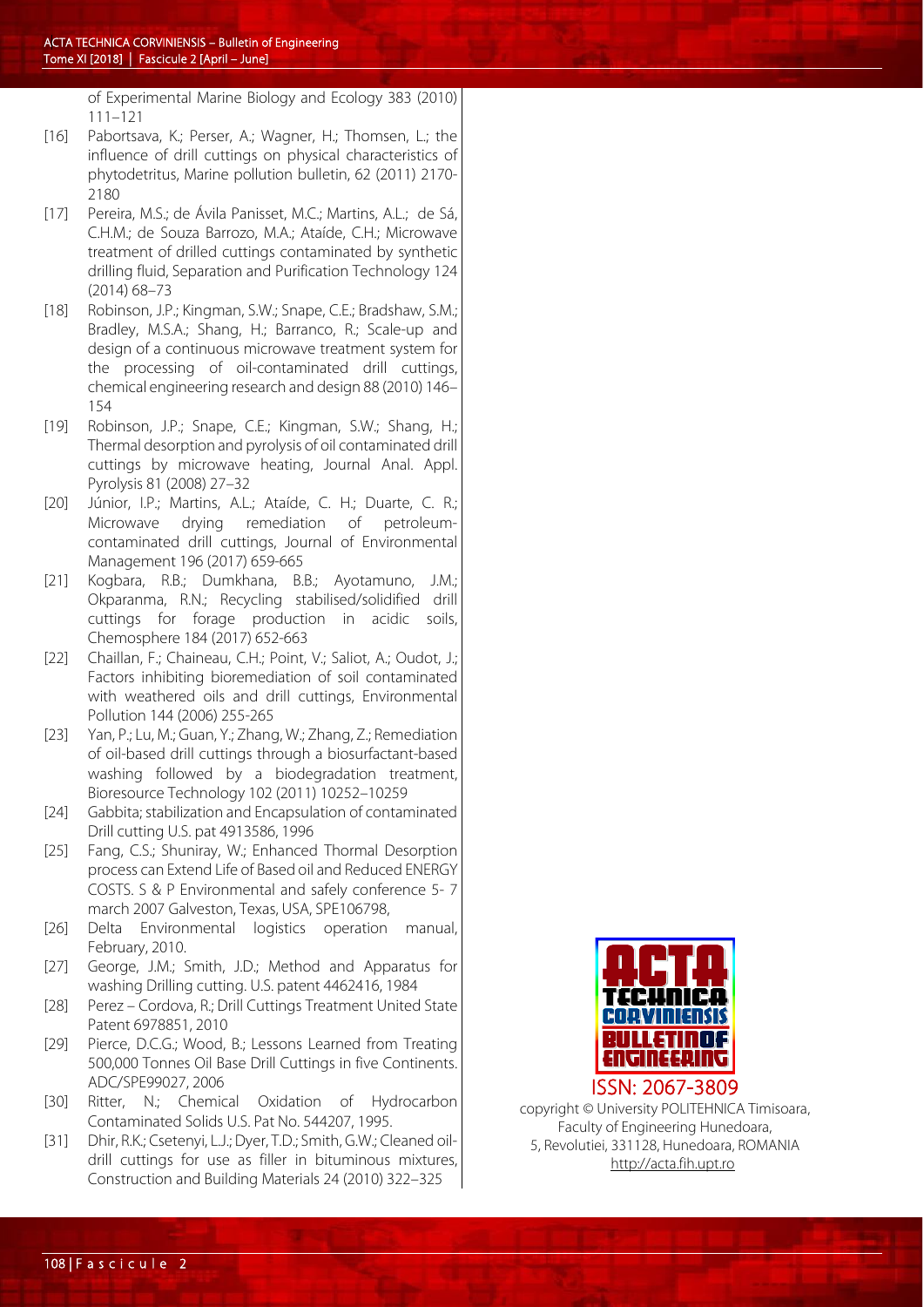of Experimental Marine Biology and Ecology 383 (2010) 111–121

[16] Pabortsava, K.; Perser, A.; Wagner, H.; Thomsen, L.; the influence of drill cuttings on physical characteristics of phytodetritus, Marine pollution bulletin, 62 (2011) 2170-2180

[17] Pereira, M.S.; de Ávila Panisset, M.C.; Martins, A.L.; de Sá, C.H.M.; de Souza Barrozo, M.A.; Ataíde, C.H.; Microwave treatment of drilled cuttings contaminated by synthetic drilling fluid, Separation and Purification Technology 124 (2014) 68–73

[18] Robinson, J.P.; Kingman, S.W.; Snape, C.E.; Bradshaw, S.M.; Bradley, M.S.A.; Shang, H.; Barranco, R.; Scale-up and design of a continuous microwave treatment system for the processing of oil-contaminated drill cuttings, chemical engineering research and design 88 (2010) 146–154

[19] Robinson, J.P.; Snape, C.E.; Kingman, S.W.; Shang, H.; Thermal desorption and pyrolysis of oil contaminated drill cuttings by microwave heating, Journal Anal. Appl. Pyrolysis 81 (2008) 27–32

[20] Júnior, I.P.; Martins, A.L.; Ataíde, C. H.; Duarte, C. R.; Microwave drying remediation of petroleum-contaminated drill cuttings, Journal of Environmental Management 196 (2017) 659-665

[21] Kogbara, R.B.; Dumkhana, B.B.; Ayotamuno, J.M.; Okparanma, R.N.; Recycling stabilised/solidified drill cuttings for forage production in acidic soils, Chemosphere 184 (2017) 652-663

[22] Chaillan, F.; Chaineau, C.H.; Point, V.; Saliot, A.; Oudot, J.; Factors inhibiting bioremediation of soil contaminated with weathered oils and drill cuttings, Environmental Pollution 144 (2006) 255-265

[23] Yan, P.; Lu, M.; Guan, Y.; Zhang, W.; Zhang, Z.; Remediation of oil-based drill cuttings through a biosurfactant-based washing followed by a biodegradation treatment, Bioresource Technology 102 (2011) 10252–10259

[24] Gabbita; stabilization and Encapsulation of contaminated Drill cutting U.S. pat 4913586, 1996

[25] Fang, C.S.; Shuniray, W.; Enhanced Thormal Desorption process can Extend Life of Based oil and Reduced ENERGY COSTS. S & P Environmental and safely conference 5- 7 march 2007 Galveston, Texas, USA, SPE106798,

[26] Delta Environmental logistics operation manual, February, 2010.

[27] George, J.M.; Smith, J.D.; Method and Apparatus for washing Drilling cutting. U.S. patent 4462416, 1984

[28] Perez – Cordova, R.; Drill Cuttings Treatment United State Patent 6978851, 2010

[29] Pierce, D.C.G.; Wood, B.; Lessons Learned from Treating 500,000 Tonnes Oil Base Drill Cuttings in five Continents. ADC/SPE99027, 2006

[30] Ritter, N.; Chemical Oxidation of Hydrocarbon Contaminated Solids U.S. Pat No. 544207, 1995.

[31] Dhir, R.K.; Csetenyi, L.J.; Dyer, T.D.; Smith, G.W.; Cleaned oil-drill cuttings for use as filler in bituminous mixtures, Construction and Building Materials 24 (2010) 322–325

ACTA TECHNICA CORVINIENSIS BULLETIN OF ENGINEERING

ISSN: 2067-3809

copyright © University POLITEHNICA Timisoara, Faculty of Engineering Hunedoara, 5, Revolutiei, 331128, Hunedoara, ROMANIA http://acta.fih.upt.ro